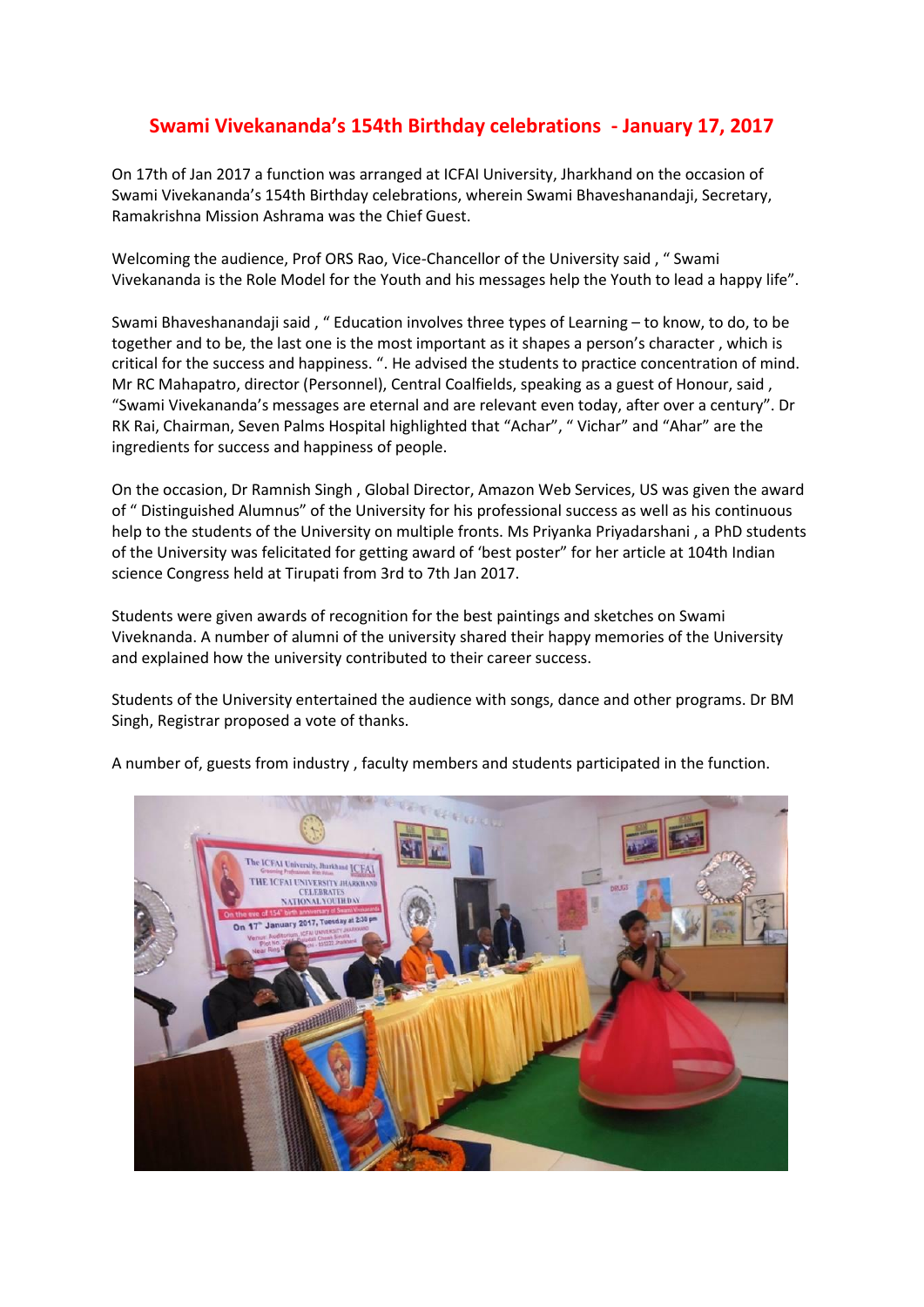# Swami Vivekananda's 154th Birthday celebrations - January 17, 2017

On 17th of Jan 2017 a function was arranged at ICFAI University, Jharkhand on the occasion of Swami Vivekananda's 154th Birthday celebrations, wherein Swami Bhaveshanandaji, Secretary, Ramakrishna Mission Ashrama was the Chief Guest.

Welcoming the audience, Prof ORS Rao, Vice-Chancellor of the University said , " Swami Vivekananda is the Role Model for the Youth and his messages help the Youth to lead a happy life".

Swami Bhaveshanandaji said , " Education involves three types of Learning – to know, to do, to be together and to be, the last one is the most important as it shapes a person's character , which is critical for the success and happiness. ". He advised the students to practice concentration of mind. Mr RC Mahapatro, director (Personnel), Central Coalfields, speaking as a guest of Honour, said , "Swami Vivekananda's messages are eternal and are relevant even today, after over a century". Dr RK Rai, Chairman, Seven Palms Hospital highlighted that "Achar", " Vichar" and "Ahar" are the ingredients for success and happiness of people.

On the occasion, Dr Ramnish Singh , Global Director, Amazon Web Services, US was given the award of " Distinguished Alumnus" of the University for his professional success as well as his continuous help to the students of the University on multiple fronts. Ms Priyanka Priyadarshani , a PhD students of the University was felicitated for getting award of 'best poster" for her article at 104th Indian science Congress held at Tirupati from 3rd to 7th Jan 2017.

Students were given awards of recognition for the best paintings and sketches on Swami Viveknanda. A number of alumni of the university shared their happy memories of the University and explained how the university contributed to their career success.

Students of the University entertained the audience with songs, dance and other programs. Dr BM Singh, Registrar proposed a vote of thanks.

A number of, guests from industry , faculty members and students participated in the function.